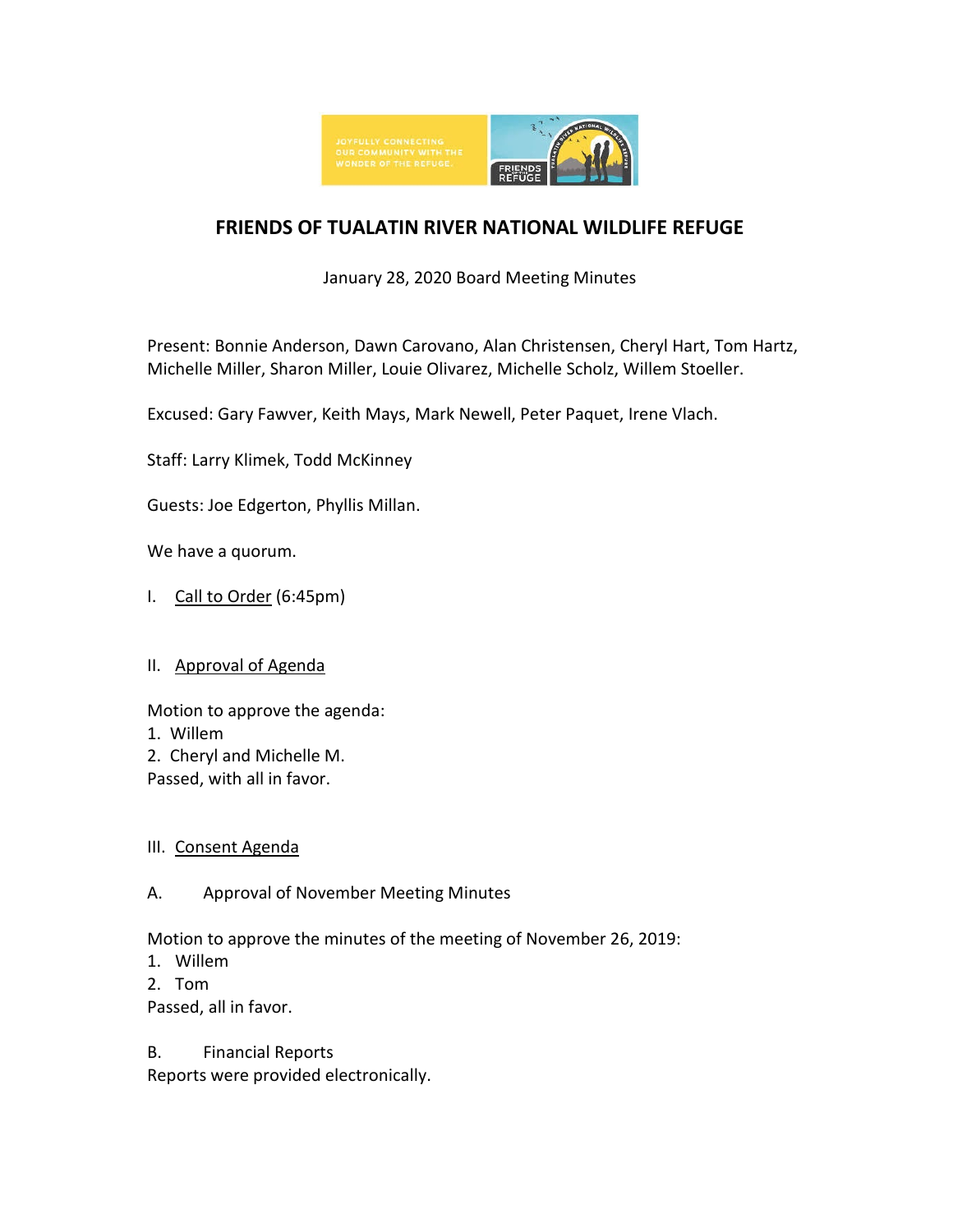# FRIENDS OF TUALATIN RIVER NATIONAL WILDLIFE REFUGE

January 28, 2020 Board Meeting Minutes

Present: Bonnie Anderson, Dawn Carovano, Alan Christensen, Cheryl Hart, Tom Hartz, Michelle Miller, Sharon Miller, Louie Olivarez, Michelle Scholz, Willem Stoeller.

Excused: Gary Fawver, Keith Mays, Mark Newell, Peter Paquet, Irene Vlach.

Staff: Larry Klimek, Todd McKinney

Guests: Joe Edgerton, Phyllis Millan.

We have a quorum.

I. Call to Order (6:45pm)

II. Approval of Agenda

Motion to approve the agenda:
1. Willem
2. Cheryl and Michelle M.

Passed, with all in favor.

III. Consent Agenda

A. Approval of November Meeting Minutes

Motion to approve the minutes of the meeting of November 26, 2019:
1. Willem
2. Tom

Passed, all in favor.

B. Financial Reports

Reports were provided electronically.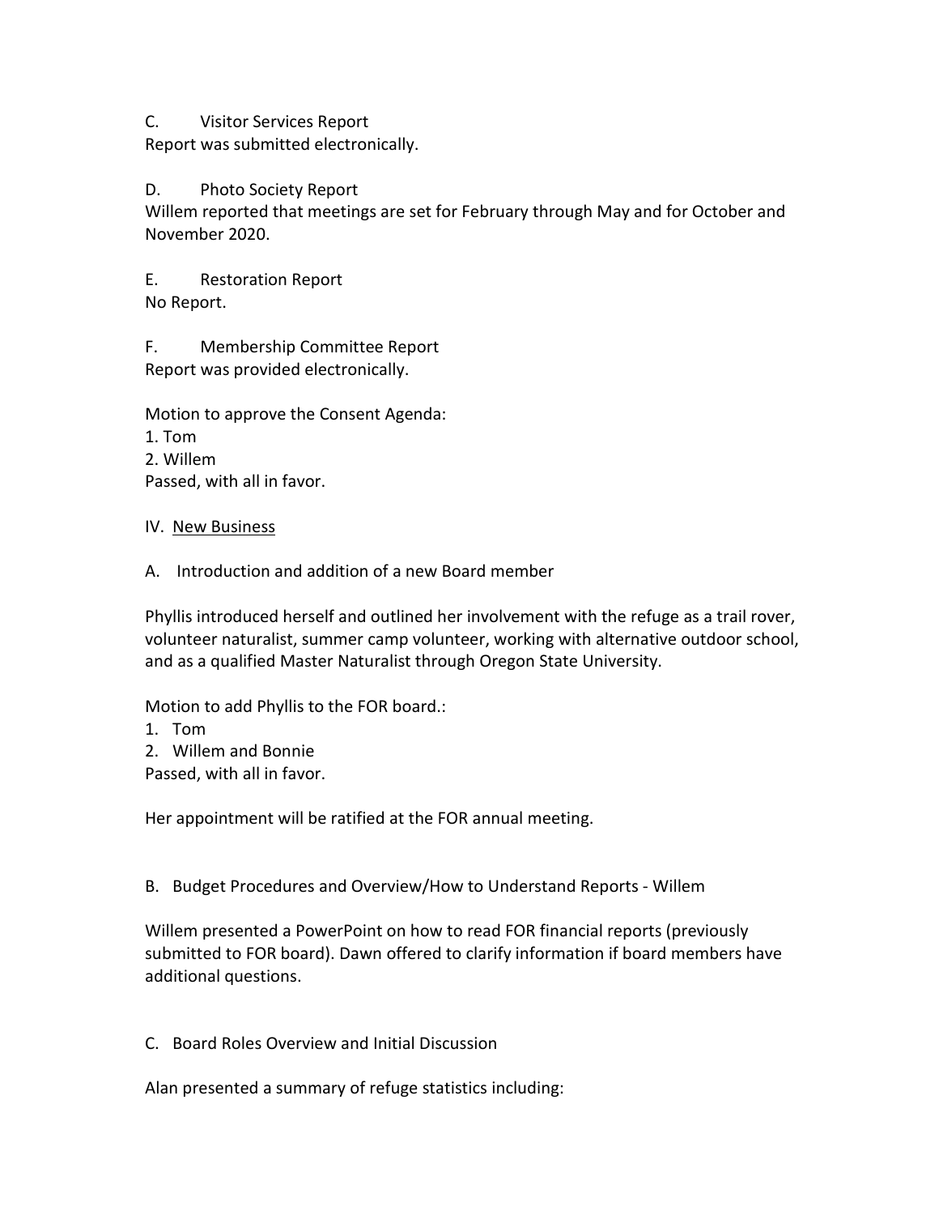C. Visitor Services Report

Report was submitted electronically.

D. Photo Society Report

Willem reported that meetings are set for February through May and for October and November 2020.

E. Restoration Report

No Report.

F. Membership Committee Report

Report was provided electronically.

Motion to approve the Consent Agenda:
1. Tom
2. Willem

Passed, with all in favor.

IV. <u>New Business</u>

A. Introduction and addition of a new Board member

Phyllis introduced herself and outlined her involvement with the refuge as a trail rover, volunteer naturalist, summer camp volunteer, working with alternative outdoor school, and as a qualified Master Naturalist through Oregon State University.

Motion to add Phyllis to the FOR board.:
1. Tom
2. Willem and Bonnie

Passed, with all in favor.

Her appointment will be ratified at the FOR annual meeting.

B. Budget Procedures and Overview/How to Understand Reports - Willem

Willem presented a PowerPoint on how to read FOR financial reports (previously submitted to FOR board). Dawn offered to clarify information if board members have additional questions.

C. Board Roles Overview and Initial Discussion

Alan presented a summary of refuge statistics including: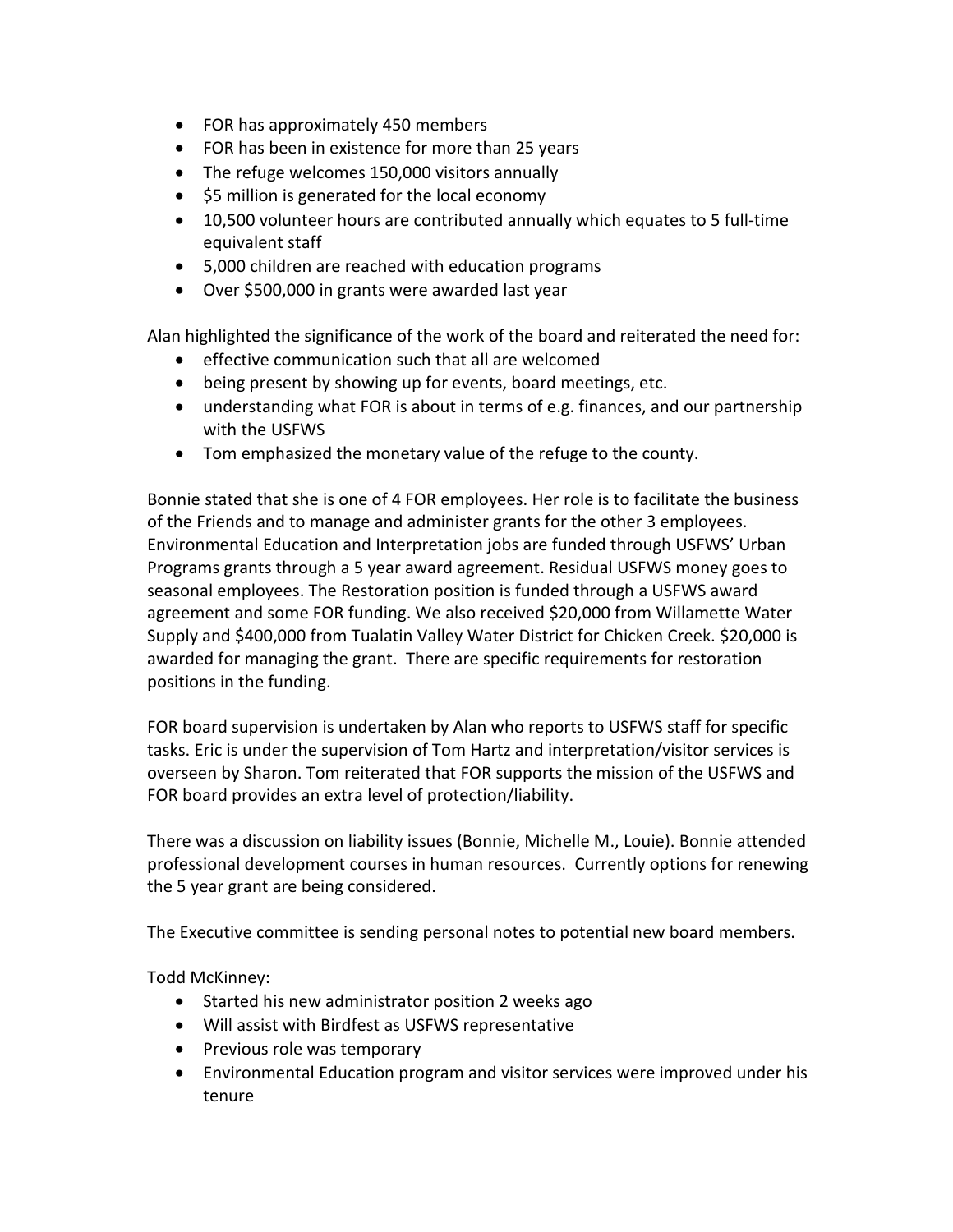- FOR has approximately 450 members
- FOR has been in existence for more than 25 years
- The refuge welcomes 150,000 visitors annually
- $5 million is generated for the local economy
- 10,500 volunteer hours are contributed annually which equates to 5 full-time equivalent staff
- 5,000 children are reached with education programs
- Over $500,000 in grants were awarded last year

Alan highlighted the significance of the work of the board and reiterated the need for:

- effective communication such that all are welcomed
- being present by showing up for events, board meetings, etc.
- understanding what FOR is about in terms of e.g. finances, and our partnership with the USFWS
- Tom emphasized the monetary value of the refuge to the county.

Bonnie stated that she is one of 4 FOR employees. Her role is to facilitate the business of the Friends and to manage and administer grants for the other 3 employees. Environmental Education and Interpretation jobs are funded through USFWS' Urban Programs grants through a 5 year award agreement. Residual USFWS money goes to seasonal employees. The Restoration position is funded through a USFWS award agreement and some FOR funding. We also received $20,000 from Willamette Water Supply and $400,000 from Tualatin Valley Water District for Chicken Creek. $20,000 is awarded for managing the grant. There are specific requirements for restoration positions in the funding.

FOR board supervision is undertaken by Alan who reports to USFWS staff for specific tasks. Eric is under the supervision of Tom Hartz and interpretation/visitor services is overseen by Sharon. Tom reiterated that FOR supports the mission of the USFWS and FOR board provides an extra level of protection/liability.

There was a discussion on liability issues (Bonnie, Michelle M., Louie). Bonnie attended professional development courses in human resources. Currently options for renewing the 5 year grant are being considered.

The Executive committee is sending personal notes to potential new board members.

Todd McKinney:

- Started his new administrator position 2 weeks ago
- Will assist with Birdfest as USFWS representative
- Previous role was temporary
- Environmental Education program and visitor services were improved under his tenure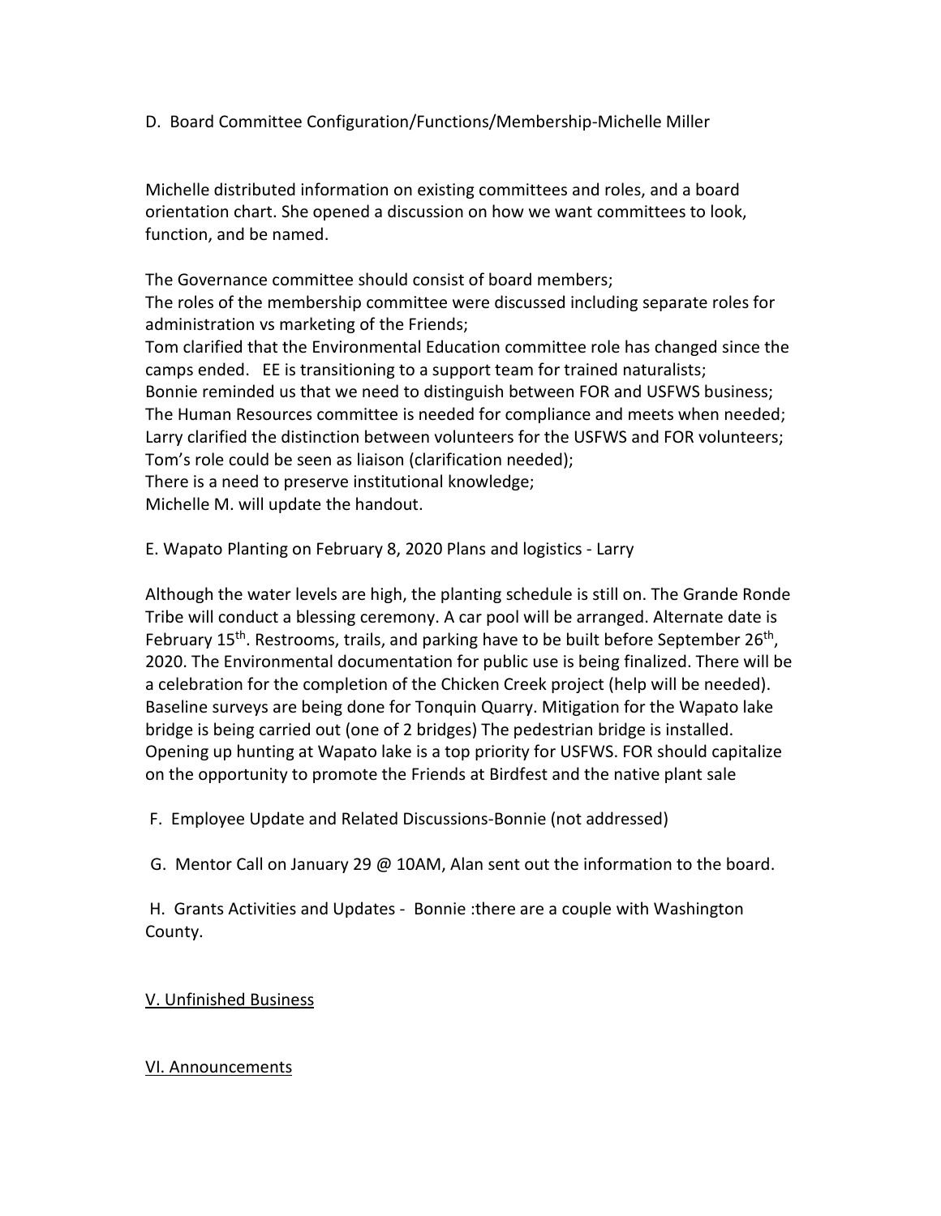D. Board Committee Configuration/Functions/Membership-Michelle Miller

Michelle distributed information on existing committees and roles, and a board orientation chart. She opened a discussion on how we want committees to look, function, and be named.

The Governance committee should consist of board members;
The roles of the membership committee were discussed including separate roles for administration vs marketing of the Friends;
Tom clarified that the Environmental Education committee role has changed since the camps ended. EE is transitioning to a support team for trained naturalists;
Bonnie reminded us that we need to distinguish between FOR and USFWS business;
The Human Resources committee is needed for compliance and meets when needed;
Larry clarified the distinction between volunteers for the USFWS and FOR volunteers;
Tom's role could be seen as liaison (clarification needed);
There is a need to preserve institutional knowledge;
Michelle M. will update the handout.

E. Wapato Planting on February 8, 2020 Plans and logistics - Larry

Although the water levels are high, the planting schedule is still on. The Grande Ronde Tribe will conduct a blessing ceremony. A car pool will be arranged. Alternate date is February 15th. Restrooms, trails, and parking have to be built before September 26th, 2020. The Environmental documentation for public use is being finalized. There will be a celebration for the completion of the Chicken Creek project (help will be needed). Baseline surveys are being done for Tonquin Quarry. Mitigation for the Wapato lake bridge is being carried out (one of 2 bridges) The pedestrian bridge is installed. Opening up hunting at Wapato lake is a top priority for USFWS. FOR should capitalize on the opportunity to promote the Friends at Birdfest and the native plant sale

F. Employee Update and Related Discussions-Bonnie (not addressed)

G. Mentor Call on January 29 @ 10AM, Alan sent out the information to the board.

H. Grants Activities and Updates - Bonnie :there are a couple with Washington County.

<u>V. Unfinished Business</u>

<u>VI. Announcements</u>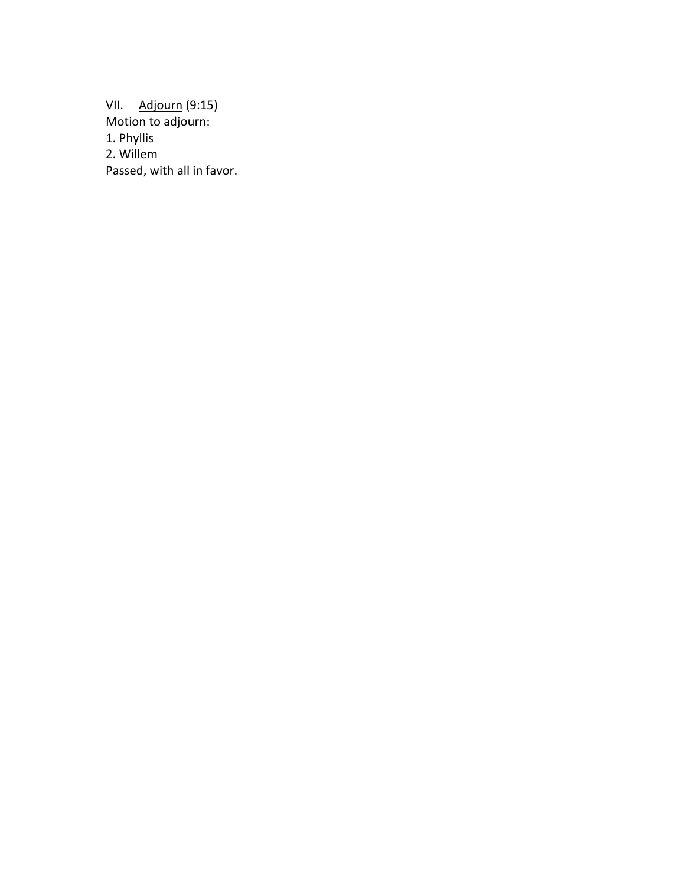VII. Adjourn (9:15)

Motion to adjourn:

1. Phyllis
2. Willem

Passed, with all in favor.